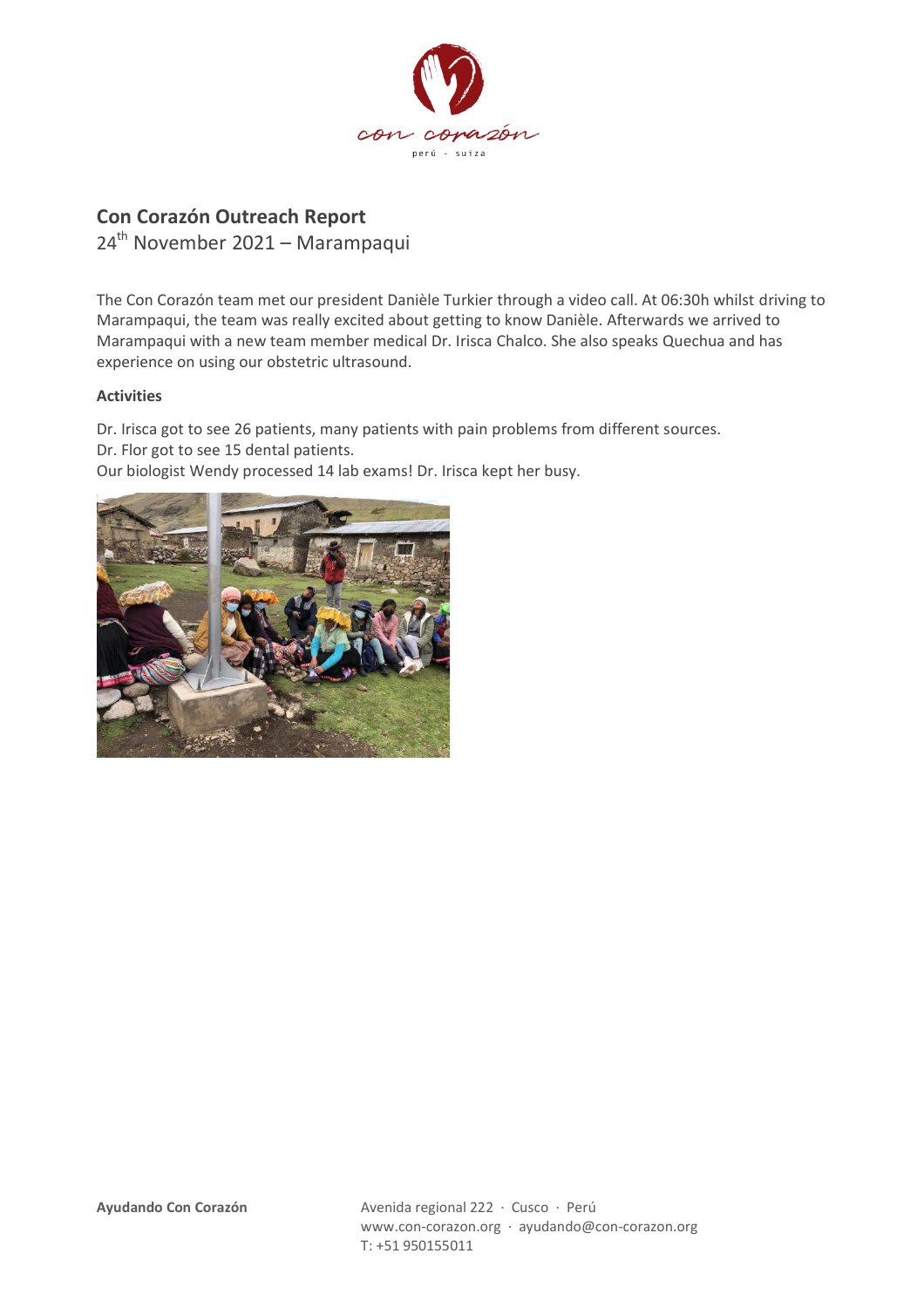## Con Corazón Outreach Report

24th November 2021 – Marampaqui

The Con Corazón team met our president Danièle Turkier through a video call. At 06:30h whilst driving to Marampaqui, the team was really excited about getting to know Danièle. Afterwards we arrived to Marampaqui with a new team member medical Dr. Irisca Chalco. She also speaks Quechua and has experience on using our obstetric ultrasound.

**Activities**

Dr. Irisca got to see 26 patients, many patients with pain problems from different sources.
Dr. Flor got to see 15 dental patients.
Our biologist Wendy processed 14 lab exams! Dr. Irisca kept her busy.

**Ayudando Con Corazón**

Avenida regional 222 · Cusco · Perú
www.con-corazon.org · ayudando@con-corazon.org
T: +51 950155011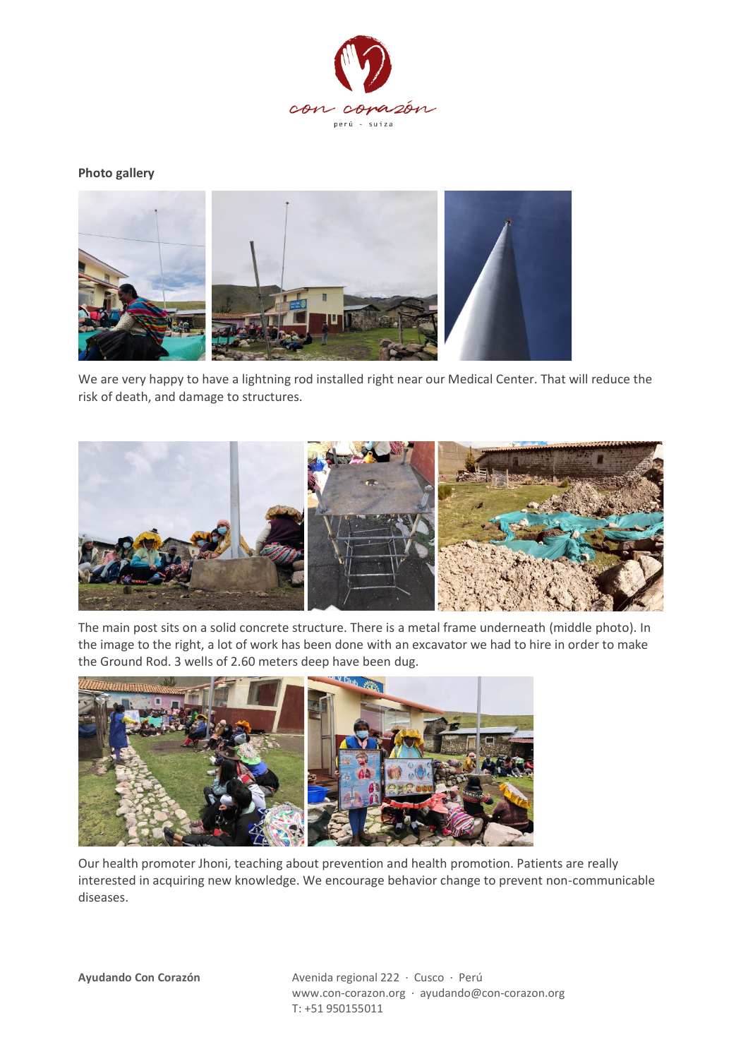**Photo gallery**

We are very happy to have a lightning rod installed right near our Medical Center. That will reduce the risk of death, and damage to structures.

The main post sits on a solid concrete structure. There is a metal frame underneath (middle photo). In the image to the right, a lot of work has been done with an excavator we had to hire in order to make the Ground Rod. 3 wells of 2.60 meters deep have been dug.

Our health promoter Jhoni, teaching about prevention and health promotion. Patients are really interested in acquiring new knowledge. We encourage behavior change to prevent non-communicable diseases.

**Ayudando Con Corazón**

Avenida regional 222 · Cusco · Perú
www.con-corazon.org · ayudando@con-corazon.org
T: +51 950155011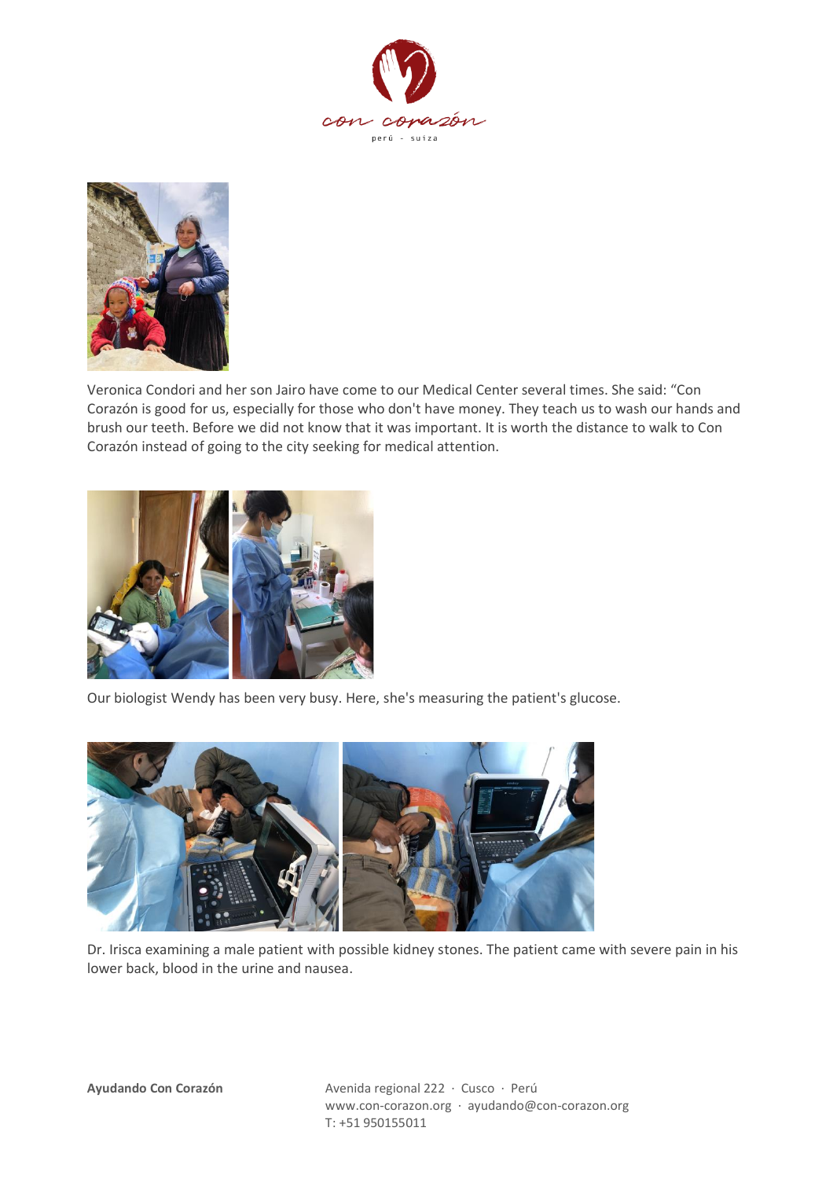Veronica Condori and her son Jairo have come to our Medical Center several times. She said: “Con Corazón is good for us, especially for those who don't have money. They teach us to wash our hands and brush our teeth. Before we did not know that it was important. It is worth the distance to walk to Con Corazón instead of going to the city seeking for medical attention.

Our biologist Wendy has been very busy. Here, she's measuring the patient's glucose.

Dr. Irisca examining a male patient with possible kidney stones. The patient came with severe pain in his lower back, blood in the urine and nausea.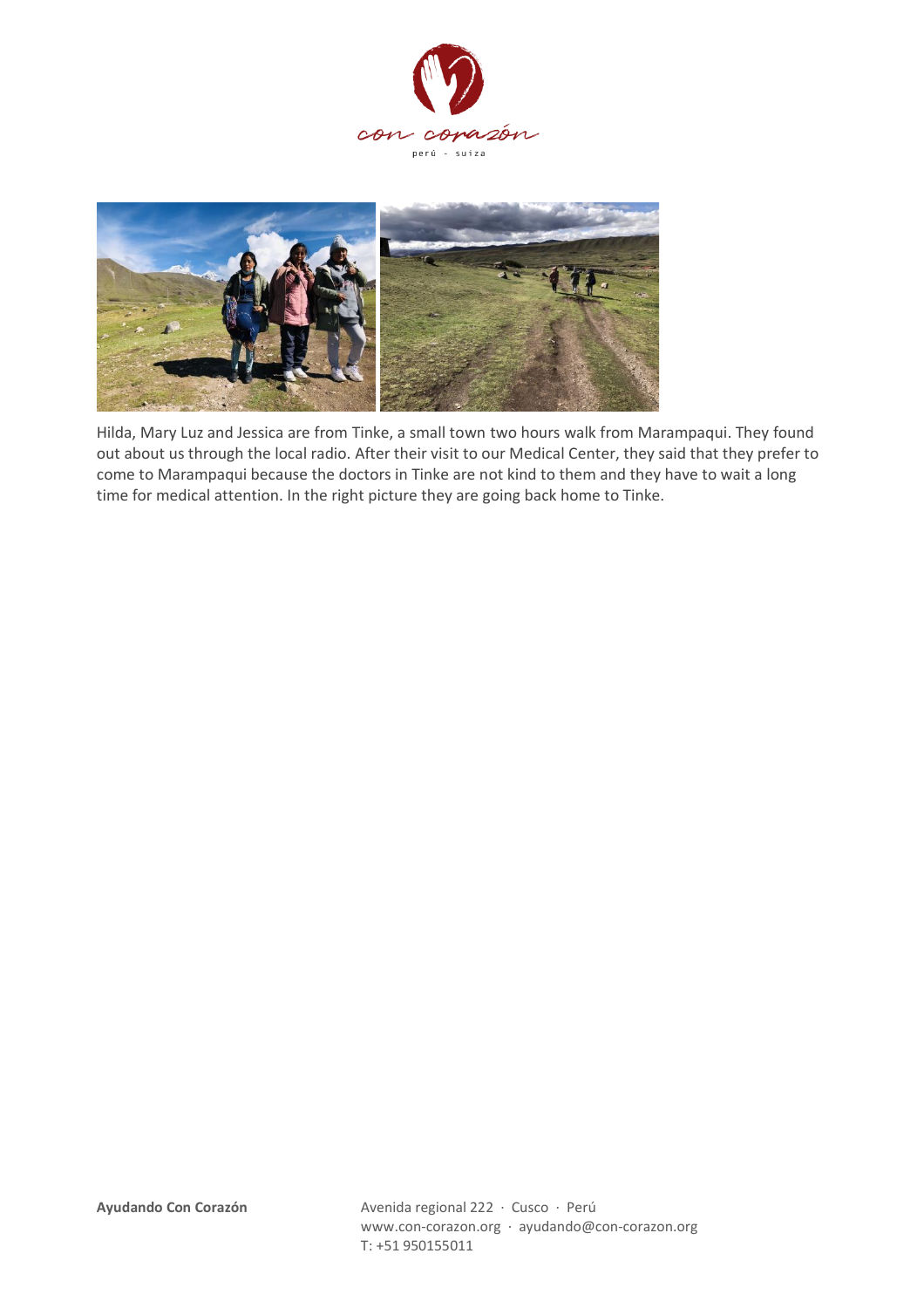Hilda, Mary Luz and Jessica are from Tinke, a small town two hours walk from Marampaqui. They found out about us through the local radio. After their visit to our Medical Center, they said that they prefer to come to Marampaqui because the doctors in Tinke are not kind to them and they have to wait a long time for medical attention. In the right picture they are going back home to Tinke.